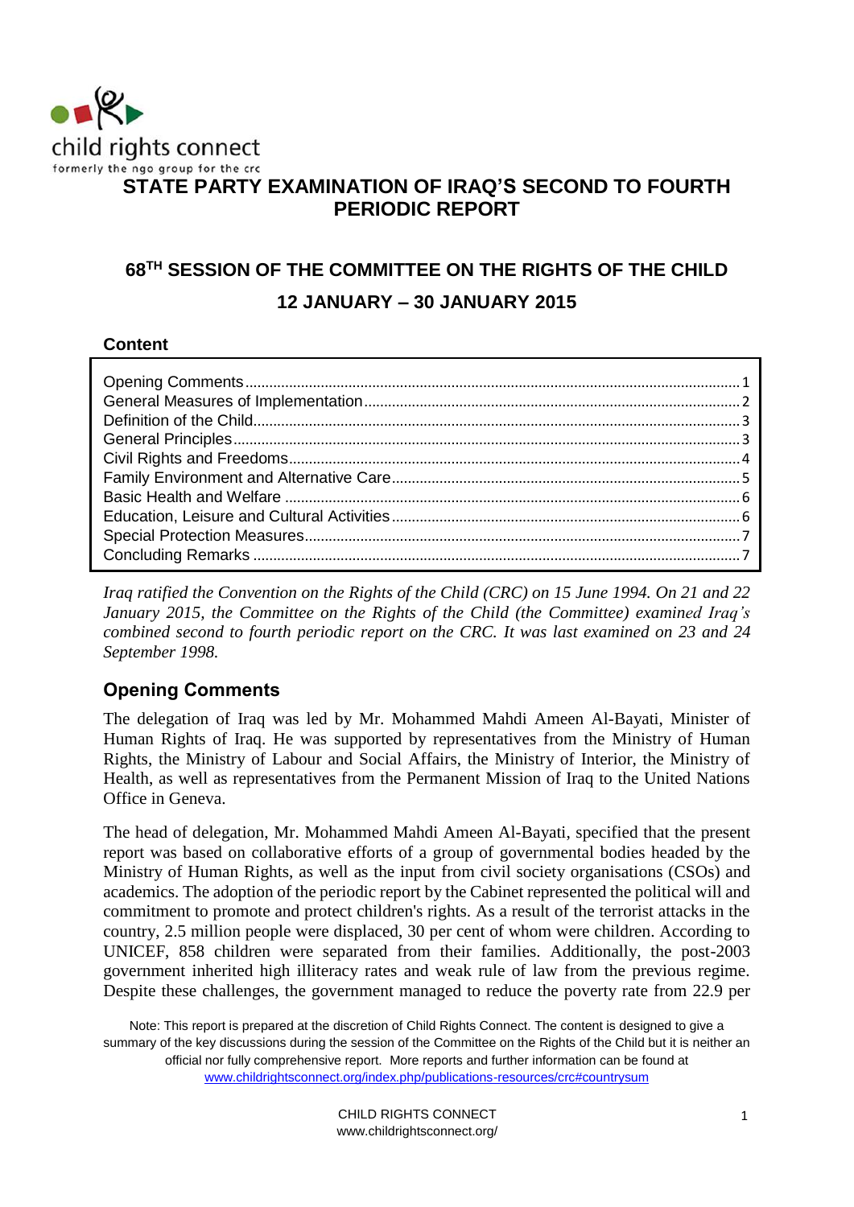child rights connect
formerly the ngo group for the crc

# STATE PARTY EXAMINATION OF IRAQ'S SECOND TO FOURTH PERIODIC REPORT

## 68TH SESSION OF THE COMMITTEE ON THE RIGHTS OF THE CHILD

## 12 JANUARY – 30 JANUARY 2015

**Content**

| | |
|---|---|
| Opening Comments | 1 |
| General Measures of Implementation | 2 |
| Definition of the Child | 3 |
| General Principles | 3 |
| Civil Rights and Freedoms | 4 |
| Family Environment and Alternative Care | 5 |
| Basic Health and Welfare | 6 |
| Education, Leisure and Cultural Activities | 6 |
| Special Protection Measures | 7 |
| Concluding Remarks | 7 |

*Iraq ratified the Convention on the Rights of the Child (CRC) on 15 June 1994. On 21 and 22 January 2015, the Committee on the Rights of the Child (the Committee) examined Iraq's combined second to fourth periodic report on the CRC. It was last examined on 23 and 24 September 1998.*

## Opening Comments

The delegation of Iraq was led by Mr. Mohammed Mahdi Ameen Al-Bayati, Minister of Human Rights of Iraq. He was supported by representatives from the Ministry of Human Rights, the Ministry of Labour and Social Affairs, the Ministry of Interior, the Ministry of Health, as well as representatives from the Permanent Mission of Iraq to the United Nations Office in Geneva.

The head of delegation, Mr. Mohammed Mahdi Ameen Al-Bayati, specified that the present report was based on collaborative efforts of a group of governmental bodies headed by the Ministry of Human Rights, as well as the input from civil society organisations (CSOs) and academics. The adoption of the periodic report by the Cabinet represented the political will and commitment to promote and protect children's rights. As a result of the terrorist attacks in the country, 2.5 million people were displaced, 30 per cent of whom were children. According to UNICEF, 858 children were separated from their families. Additionally, the post-2003 government inherited high illiteracy rates and weak rule of law from the previous regime. Despite these challenges, the government managed to reduce the poverty rate from 22.9 per

Note: This report is prepared at the discretion of Child Rights Connect. The content is designed to give a summary of the key discussions during the session of the Committee on the Rights of the Child but it is neither an official nor fully comprehensive report. More reports and further information can be found at www.childrightsconnect.org/index.php/publications-resources/crc#countrysum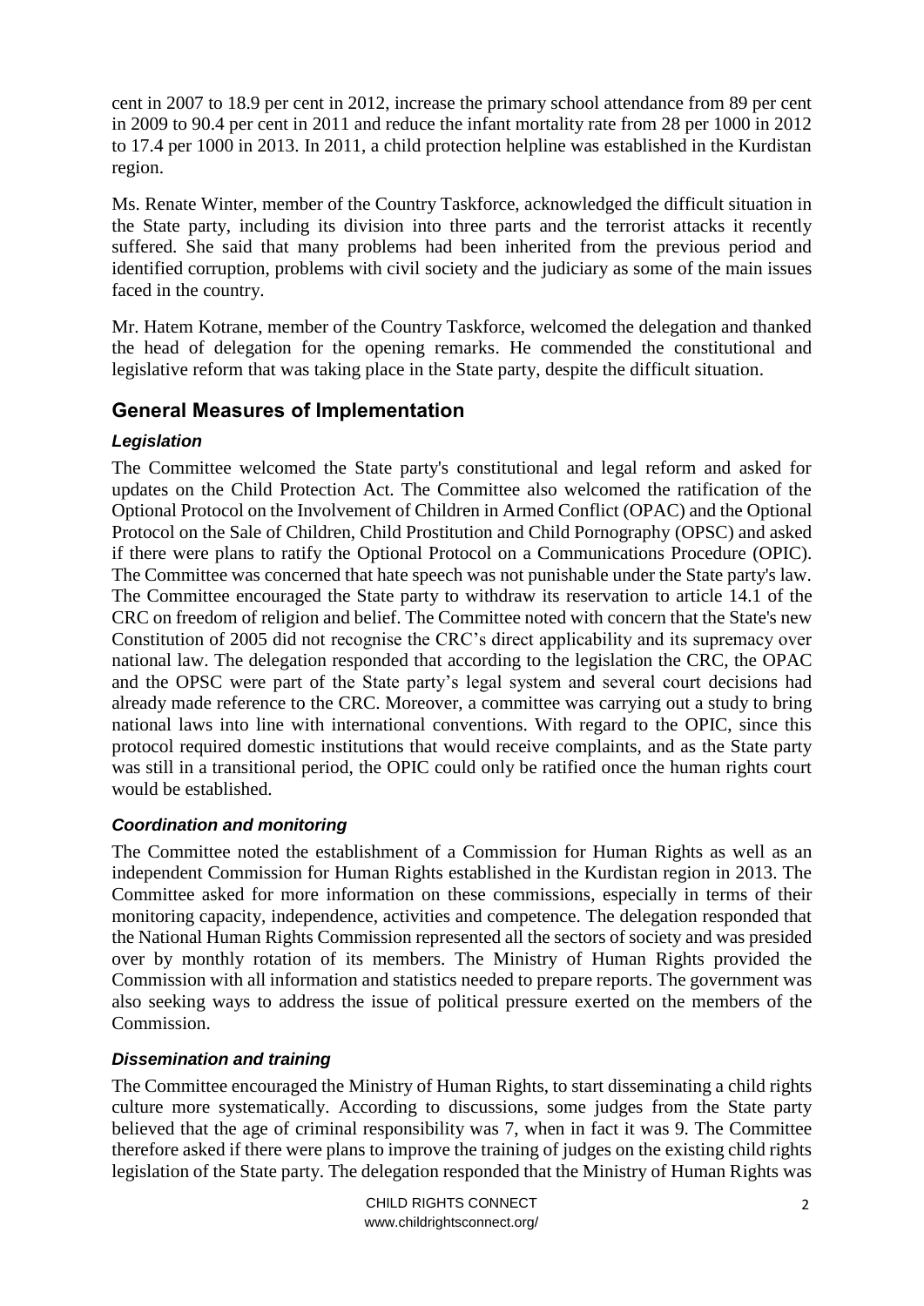cent in 2007 to 18.9 per cent in 2012, increase the primary school attendance from 89 per cent in 2009 to 90.4 per cent in 2011 and reduce the infant mortality rate from 28 per 1000 in 2012 to 17.4 per 1000 in 2013. In 2011, a child protection helpline was established in the Kurdistan region.

Ms. Renate Winter, member of the Country Taskforce, acknowledged the difficult situation in the State party, including its division into three parts and the terrorist attacks it recently suffered. She said that many problems had been inherited from the previous period and identified corruption, problems with civil society and the judiciary as some of the main issues faced in the country.

Mr. Hatem Kotrane, member of the Country Taskforce, welcomed the delegation and thanked the head of delegation for the opening remarks. He commended the constitutional and legislative reform that was taking place in the State party, despite the difficult situation.

## General Measures of Implementation

### *Legislation*

The Committee welcomed the State party's constitutional and legal reform and asked for updates on the Child Protection Act. The Committee also welcomed the ratification of the Optional Protocol on the Involvement of Children in Armed Conflict (OPAC) and the Optional Protocol on the Sale of Children, Child Prostitution and Child Pornography (OPSC) and asked if there were plans to ratify the Optional Protocol on a Communications Procedure (OPIC). The Committee was concerned that hate speech was not punishable under the State party's law. The Committee encouraged the State party to withdraw its reservation to article 14.1 of the CRC on freedom of religion and belief. The Committee noted with concern that the State's new Constitution of 2005 did not recognise the CRC's direct applicability and its supremacy over national law. The delegation responded that according to the legislation the CRC, the OPAC and the OPSC were part of the State party's legal system and several court decisions had already made reference to the CRC. Moreover, a committee was carrying out a study to bring national laws into line with international conventions. With regard to the OPIC, since this protocol required domestic institutions that would receive complaints, and as the State party was still in a transitional period, the OPIC could only be ratified once the human rights court would be established.

### *Coordination and monitoring*

The Committee noted the establishment of a Commission for Human Rights as well as an independent Commission for Human Rights established in the Kurdistan region in 2013. The Committee asked for more information on these commissions, especially in terms of their monitoring capacity, independence, activities and competence. The delegation responded that the National Human Rights Commission represented all the sectors of society and was presided over by monthly rotation of its members. The Ministry of Human Rights provided the Commission with all information and statistics needed to prepare reports. The government was also seeking ways to address the issue of political pressure exerted on the members of the Commission.

### *Dissemination and training*

The Committee encouraged the Ministry of Human Rights, to start disseminating a child rights culture more systematically. According to discussions, some judges from the State party believed that the age of criminal responsibility was 7, when in fact it was 9. The Committee therefore asked if there were plans to improve the training of judges on the existing child rights legislation of the State party. The delegation responded that the Ministry of Human Rights was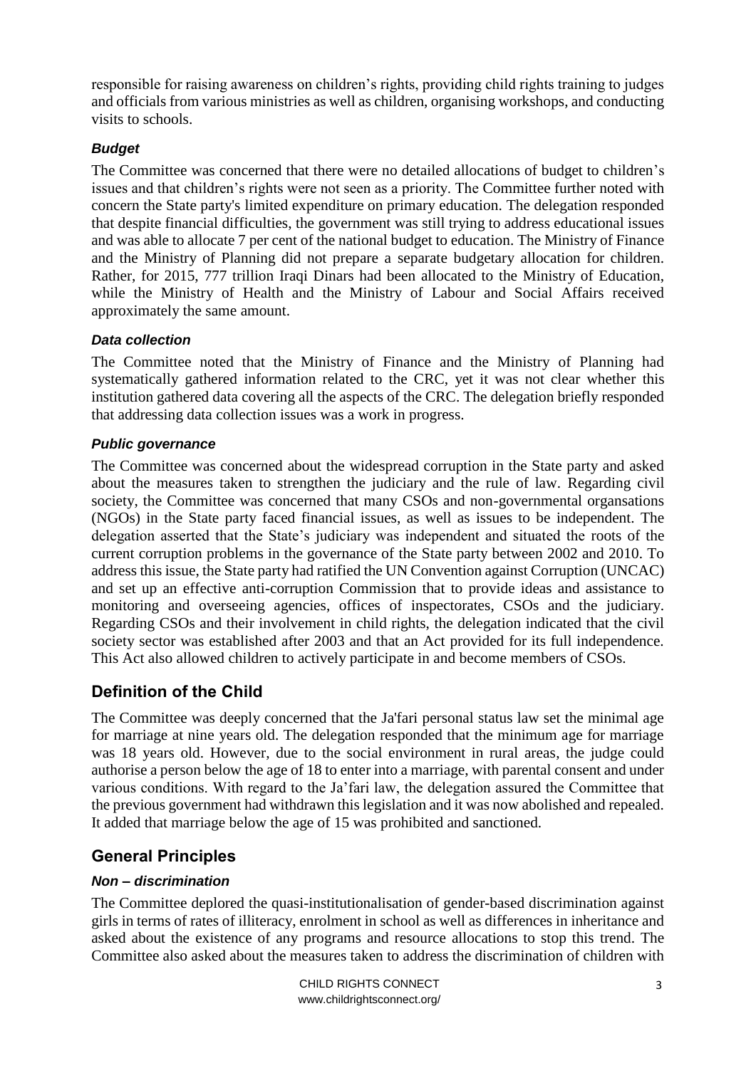responsible for raising awareness on children's rights, providing child rights training to judges and officials from various ministries as well as children, organising workshops, and conducting visits to schools.

### *Budget*

The Committee was concerned that there were no detailed allocations of budget to children's issues and that children's rights were not seen as a priority. The Committee further noted with concern the State party's limited expenditure on primary education. The delegation responded that despite financial difficulties, the government was still trying to address educational issues and was able to allocate 7 per cent of the national budget to education. The Ministry of Finance and the Ministry of Planning did not prepare a separate budgetary allocation for children. Rather, for 2015, 777 trillion Iraqi Dinars had been allocated to the Ministry of Education, while the Ministry of Health and the Ministry of Labour and Social Affairs received approximately the same amount.

### *Data collection*

The Committee noted that the Ministry of Finance and the Ministry of Planning had systematically gathered information related to the CRC, yet it was not clear whether this institution gathered data covering all the aspects of the CRC. The delegation briefly responded that addressing data collection issues was a work in progress.

### *Public governance*

The Committee was concerned about the widespread corruption in the State party and asked about the measures taken to strengthen the judiciary and the rule of law. Regarding civil society, the Committee was concerned that many CSOs and non-governmental organsations (NGOs) in the State party faced financial issues, as well as issues to be independent. The delegation asserted that the State's judiciary was independent and situated the roots of the current corruption problems in the governance of the State party between 2002 and 2010. To address this issue, the State party had ratified the UN Convention against Corruption (UNCAC) and set up an effective anti-corruption Commission that to provide ideas and assistance to monitoring and overseeing agencies, offices of inspectorates, CSOs and the judiciary. Regarding CSOs and their involvement in child rights, the delegation indicated that the civil society sector was established after 2003 and that an Act provided for its full independence. This Act also allowed children to actively participate in and become members of CSOs.

## Definition of the Child

The Committee was deeply concerned that the Ja'fari personal status law set the minimal age for marriage at nine years old. The delegation responded that the minimum age for marriage was 18 years old. However, due to the social environment in rural areas, the judge could authorise a person below the age of 18 to enter into a marriage, with parental consent and under various conditions. With regard to the Ja'fari law, the delegation assured the Committee that the previous government had withdrawn this legislation and it was now abolished and repealed. It added that marriage below the age of 15 was prohibited and sanctioned.

## General Principles

### *Non – discrimination*

The Committee deplored the quasi-institutionalisation of gender-based discrimination against girls in terms of rates of illiteracy, enrolment in school as well as differences in inheritance and asked about the existence of any programs and resource allocations to stop this trend. The Committee also asked about the measures taken to address the discrimination of children with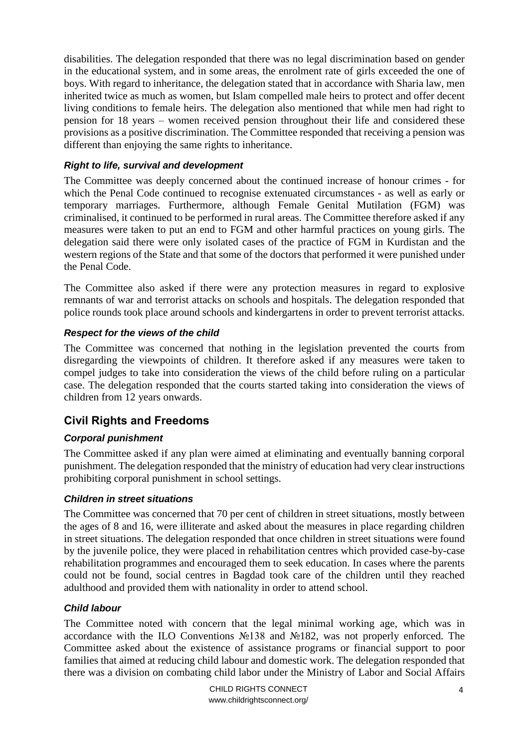disabilities. The delegation responded that there was no legal discrimination based on gender in the educational system, and in some areas, the enrolment rate of girls exceeded the one of boys. With regard to inheritance, the delegation stated that in accordance with Sharia law, men inherited twice as much as women, but Islam compelled male heirs to protect and offer decent living conditions to female heirs. The delegation also mentioned that while men had right to pension for 18 years – women received pension throughout their life and considered these provisions as a positive discrimination. The Committee responded that receiving a pension was different than enjoying the same rights to inheritance.

### *Right to life, survival and development*

The Committee was deeply concerned about the continued increase of honour crimes - for which the Penal Code continued to recognise extenuated circumstances - as well as early or temporary marriages. Furthermore, although Female Genital Mutilation (FGM) was criminalised, it continued to be performed in rural areas. The Committee therefore asked if any measures were taken to put an end to FGM and other harmful practices on young girls. The delegation said there were only isolated cases of the practice of FGM in Kurdistan and the western regions of the State and that some of the doctors that performed it were punished under the Penal Code.

The Committee also asked if there were any protection measures in regard to explosive remnants of war and terrorist attacks on schools and hospitals. The delegation responded that police rounds took place around schools and kindergartens in order to prevent terrorist attacks.

### *Respect for the views of the child*

The Committee was concerned that nothing in the legislation prevented the courts from disregarding the viewpoints of children. It therefore asked if any measures were taken to compel judges to take into consideration the views of the child before ruling on a particular case. The delegation responded that the courts started taking into consideration the views of children from 12 years onwards.

## Civil Rights and Freedoms

### *Corporal punishment*

The Committee asked if any plan were aimed at eliminating and eventually banning corporal punishment. The delegation responded that the ministry of education had very clear instructions prohibiting corporal punishment in school settings.

### *Children in street situations*

The Committee was concerned that 70 per cent of children in street situations, mostly between the ages of 8 and 16, were illiterate and asked about the measures in place regarding children in street situations. The delegation responded that once children in street situations were found by the juvenile police, they were placed in rehabilitation centres which provided case-by-case rehabilitation programmes and encouraged them to seek education. In cases where the parents could not be found, social centres in Bagdad took care of the children until they reached adulthood and provided them with nationality in order to attend school.

### *Child labour*

The Committee noted with concern that the legal minimal working age, which was in accordance with the ILO Conventions №138 and №182, was not properly enforced. The Committee asked about the existence of assistance programs or financial support to poor families that aimed at reducing child labour and domestic work. The delegation responded that there was a division on combating child labor under the Ministry of Labor and Social Affairs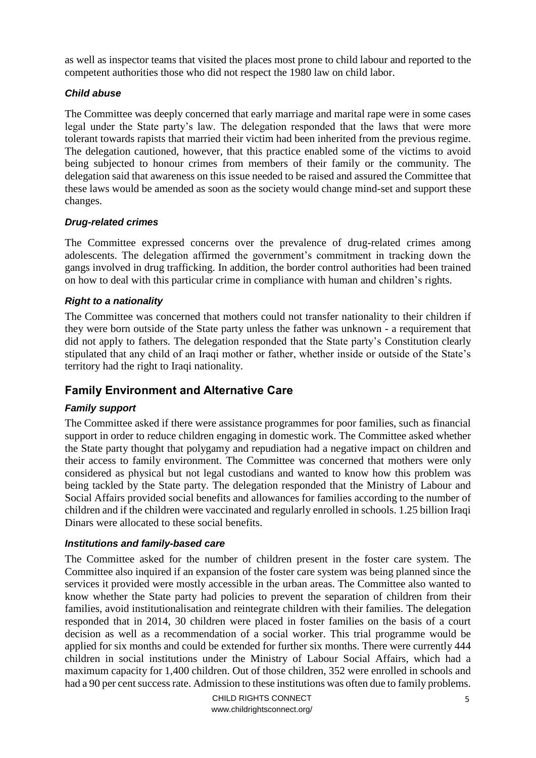as well as inspector teams that visited the places most prone to child labour and reported to the competent authorities those who did not respect the 1980 law on child labor.

### *Child abuse*

The Committee was deeply concerned that early marriage and marital rape were in some cases legal under the State party's law. The delegation responded that the laws that were more tolerant towards rapists that married their victim had been inherited from the previous regime. The delegation cautioned, however, that this practice enabled some of the victims to avoid being subjected to honour crimes from members of their family or the community. The delegation said that awareness on this issue needed to be raised and assured the Committee that these laws would be amended as soon as the society would change mind-set and support these changes.

### *Drug-related crimes*

The Committee expressed concerns over the prevalence of drug-related crimes among adolescents. The delegation affirmed the government's commitment in tracking down the gangs involved in drug trafficking. In addition, the border control authorities had been trained on how to deal with this particular crime in compliance with human and children's rights.

### *Right to a nationality*

The Committee was concerned that mothers could not transfer nationality to their children if they were born outside of the State party unless the father was unknown - a requirement that did not apply to fathers. The delegation responded that the State party's Constitution clearly stipulated that any child of an Iraqi mother or father, whether inside or outside of the State's territory had the right to Iraqi nationality.

## Family Environment and Alternative Care

### *Family support*

The Committee asked if there were assistance programmes for poor families, such as financial support in order to reduce children engaging in domestic work. The Committee asked whether the State party thought that polygamy and repudiation had a negative impact on children and their access to family environment. The Committee was concerned that mothers were only considered as physical but not legal custodians and wanted to know how this problem was being tackled by the State party. The delegation responded that the Ministry of Labour and Social Affairs provided social benefits and allowances for families according to the number of children and if the children were vaccinated and regularly enrolled in schools. 1.25 billion Iraqi Dinars were allocated to these social benefits.

### *Institutions and family-based care*

The Committee asked for the number of children present in the foster care system. The Committee also inquired if an expansion of the foster care system was being planned since the services it provided were mostly accessible in the urban areas. The Committee also wanted to know whether the State party had policies to prevent the separation of children from their families, avoid institutionalisation and reintegrate children with their families. The delegation responded that in 2014, 30 children were placed in foster families on the basis of a court decision as well as a recommendation of a social worker. This trial programme would be applied for six months and could be extended for further six months. There were currently 444 children in social institutions under the Ministry of Labour Social Affairs, which had a maximum capacity for 1,400 children. Out of those children, 352 were enrolled in schools and had a 90 per cent success rate. Admission to these institutions was often due to family problems.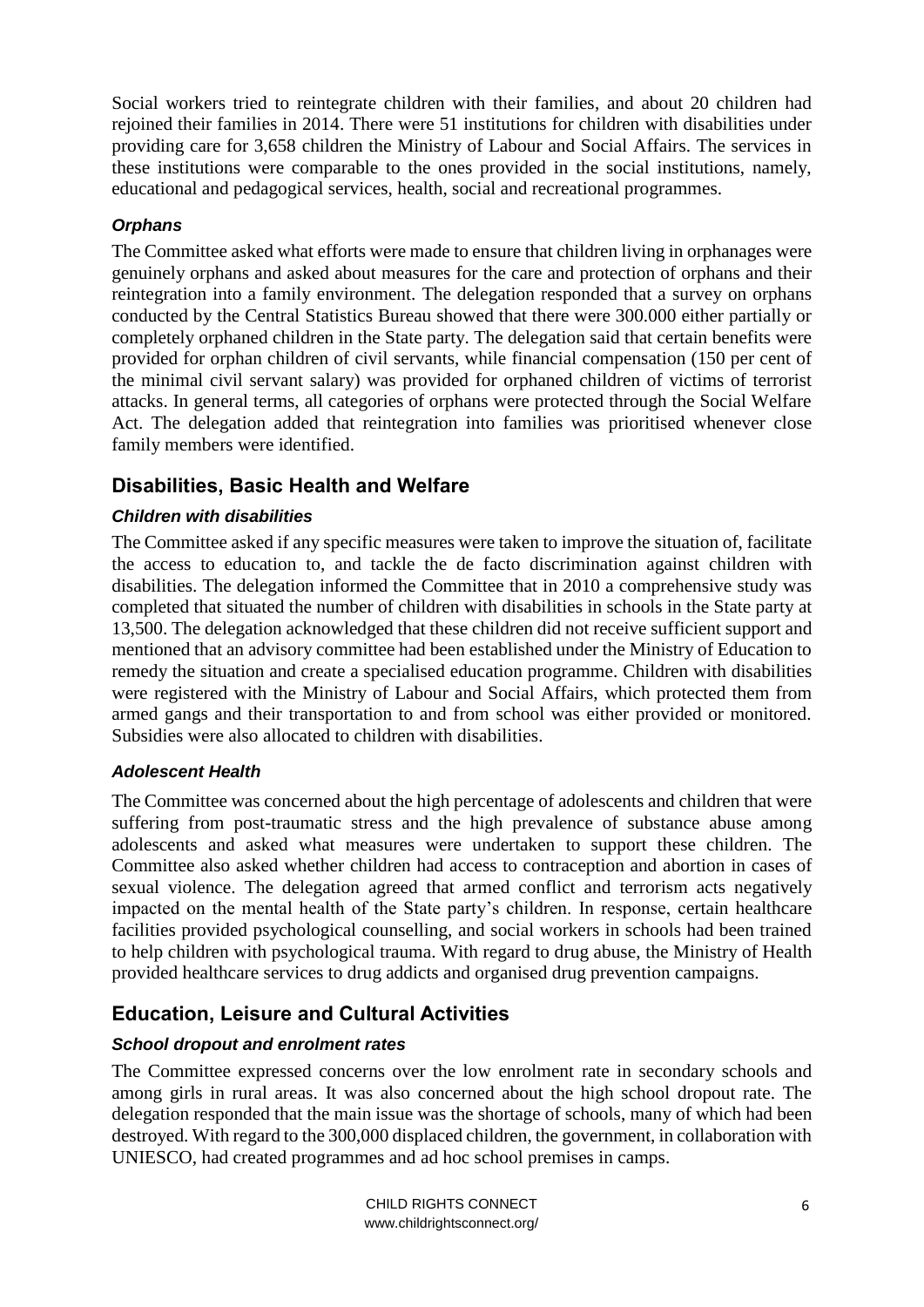Social workers tried to reintegrate children with their families, and about 20 children had rejoined their families in 2014. There were 51 institutions for children with disabilities under providing care for 3,658 children the Ministry of Labour and Social Affairs. The services in these institutions were comparable to the ones provided in the social institutions, namely, educational and pedagogical services, health, social and recreational programmes.

### *Orphans*

The Committee asked what efforts were made to ensure that children living in orphanages were genuinely orphans and asked about measures for the care and protection of orphans and their reintegration into a family environment. The delegation responded that a survey on orphans conducted by the Central Statistics Bureau showed that there were 300.000 either partially or completely orphaned children in the State party. The delegation said that certain benefits were provided for orphan children of civil servants, while financial compensation (150 per cent of the minimal civil servant salary) was provided for orphaned children of victims of terrorist attacks. In general terms, all categories of orphans were protected through the Social Welfare Act. The delegation added that reintegration into families was prioritised whenever close family members were identified.

## Disabilities, Basic Health and Welfare

### *Children with disabilities*

The Committee asked if any specific measures were taken to improve the situation of, facilitate the access to education to, and tackle the de facto discrimination against children with disabilities. The delegation informed the Committee that in 2010 a comprehensive study was completed that situated the number of children with disabilities in schools in the State party at 13,500. The delegation acknowledged that these children did not receive sufficient support and mentioned that an advisory committee had been established under the Ministry of Education to remedy the situation and create a specialised education programme. Children with disabilities were registered with the Ministry of Labour and Social Affairs, which protected them from armed gangs and their transportation to and from school was either provided or monitored. Subsidies were also allocated to children with disabilities.

### *Adolescent Health*

The Committee was concerned about the high percentage of adolescents and children that were suffering from post-traumatic stress and the high prevalence of substance abuse among adolescents and asked what measures were undertaken to support these children. The Committee also asked whether children had access to contraception and abortion in cases of sexual violence. The delegation agreed that armed conflict and terrorism acts negatively impacted on the mental health of the State party's children. In response, certain healthcare facilities provided psychological counselling, and social workers in schools had been trained to help children with psychological trauma. With regard to drug abuse, the Ministry of Health provided healthcare services to drug addicts and organised drug prevention campaigns.

## Education, Leisure and Cultural Activities

### *School dropout and enrolment rates*

The Committee expressed concerns over the low enrolment rate in secondary schools and among girls in rural areas. It was also concerned about the high school dropout rate. The delegation responded that the main issue was the shortage of schools, many of which had been destroyed. With regard to the 300,000 displaced children, the government, in collaboration with UNIESCO, had created programmes and ad hoc school premises in camps.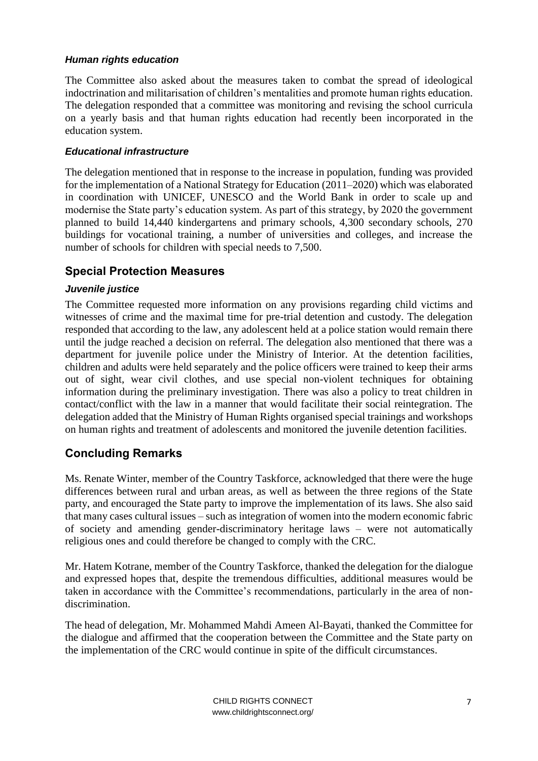#### *Human rights education*

The Committee also asked about the measures taken to combat the spread of ideological indoctrination and militarisation of children's mentalities and promote human rights education. The delegation responded that a committee was monitoring and revising the school curricula on a yearly basis and that human rights education had recently been incorporated in the education system.

#### *Educational infrastructure*

The delegation mentioned that in response to the increase in population, funding was provided for the implementation of a National Strategy for Education (2011–2020) which was elaborated in coordination with UNICEF, UNESCO and the World Bank in order to scale up and modernise the State party's education system. As part of this strategy, by 2020 the government planned to build 14,440 kindergartens and primary schools, 4,300 secondary schools, 270 buildings for vocational training, a number of universities and colleges, and increase the number of schools for children with special needs to 7,500.

## Special Protection Measures

#### *Juvenile justice*

The Committee requested more information on any provisions regarding child victims and witnesses of crime and the maximal time for pre-trial detention and custody. The delegation responded that according to the law, any adolescent held at a police station would remain there until the judge reached a decision on referral. The delegation also mentioned that there was a department for juvenile police under the Ministry of Interior. At the detention facilities, children and adults were held separately and the police officers were trained to keep their arms out of sight, wear civil clothes, and use special non-violent techniques for obtaining information during the preliminary investigation. There was also a policy to treat children in contact/conflict with the law in a manner that would facilitate their social reintegration. The delegation added that the Ministry of Human Rights organised special trainings and workshops on human rights and treatment of adolescents and monitored the juvenile detention facilities.

## Concluding Remarks

Ms. Renate Winter, member of the Country Taskforce, acknowledged that there were the huge differences between rural and urban areas, as well as between the three regions of the State party, and encouraged the State party to improve the implementation of its laws. She also said that many cases cultural issues – such as integration of women into the modern economic fabric of society and amending gender-discriminatory heritage laws – were not automatically religious ones and could therefore be changed to comply with the CRC.

Mr. Hatem Kotrane, member of the Country Taskforce, thanked the delegation for the dialogue and expressed hopes that, despite the tremendous difficulties, additional measures would be taken in accordance with the Committee's recommendations, particularly in the area of non-discrimination.

The head of delegation, Mr. Mohammed Mahdi Ameen Al-Bayati, thanked the Committee for the dialogue and affirmed that the cooperation between the Committee and the State party on the implementation of the CRC would continue in spite of the difficult circumstances.